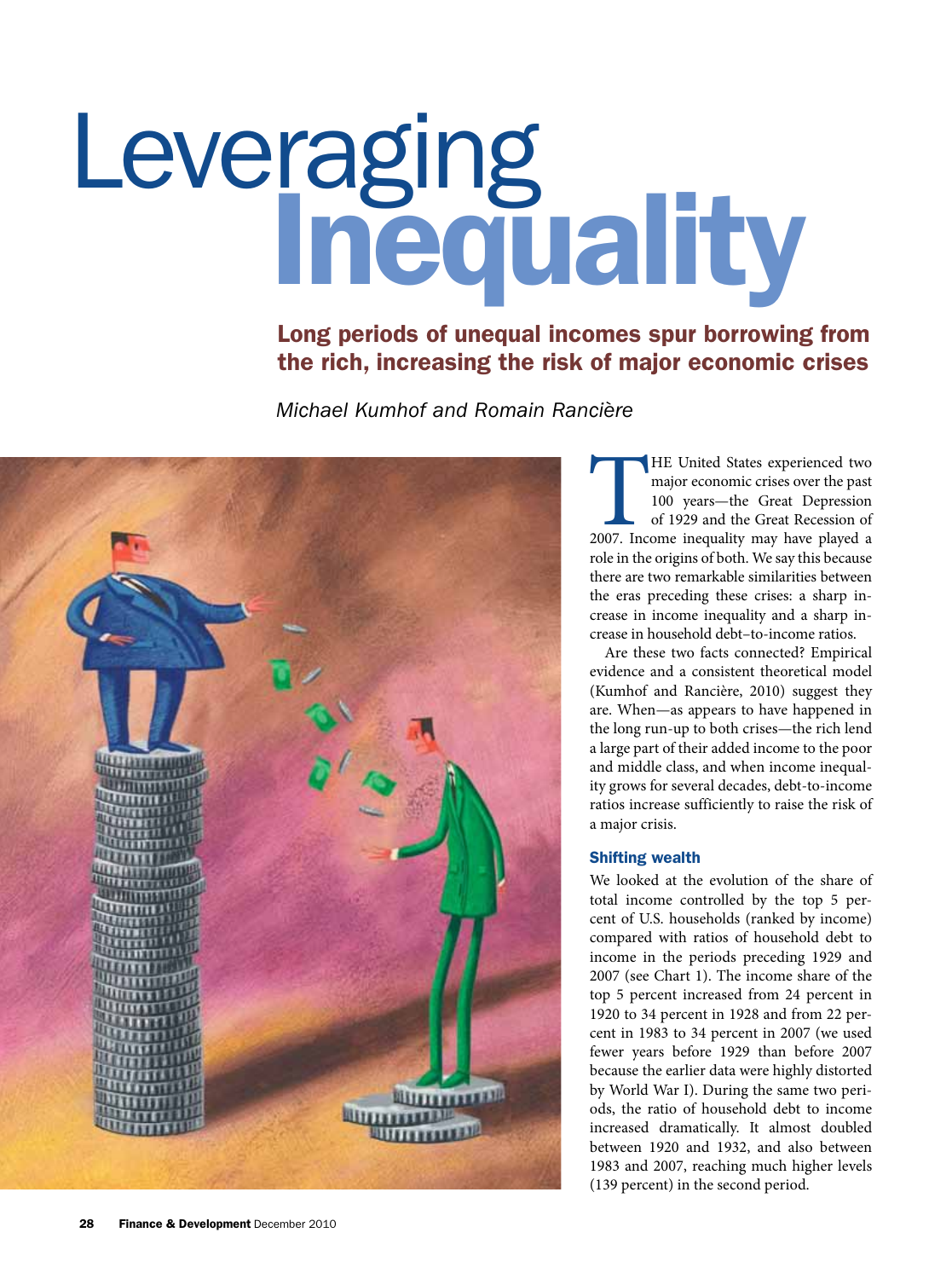# Leveraging Inequality

## Long periods of unequal incomes spur borrowing from the rich, increasing the risk of major economic crises

*Michael Kumhof and Romain Rancière*

THE United States experienced two major economic crises over the past 100 years—the Great Depression of 1929 and the Great Recession of 2007. Income inequality may have played a role in the origins of both. We say this because there are two remarkable similarities between the eras preceding these crises: a sharp increase in income inequality and a sharp increase in household debt–to-income ratios.

Are these two facts connected? Empirical evidence and a consistent theoretical model (Kumhof and Rancière, 2010) suggest they are. When—as appears to have happened in the long run-up to both crises—the rich lend a large part of their added income to the poor and middle class, and when income inequality grows for several decades, debt-to-income ratios increase sufficiently to raise the risk of a major crisis.

### Shifting wealth

We looked at the evolution of the share of total income controlled by the top 5 percent of U.S. households (ranked by income) compared with ratios of household debt to income in the periods preceding 1929 and 2007 (see Chart 1). The income share of the top 5 percent increased from 24 percent in 1920 to 34 percent in 1928 and from 22 percent in 1983 to 34 percent in 2007 (we used fewer years before 1929 than before 2007 because the earlier data were highly distorted by World War I). During the same two periods, the ratio of household debt to income increased dramatically. It almost doubled between 1920 and 1932, and also between 1983 and 2007, reaching much higher levels (139 percent) in the second period.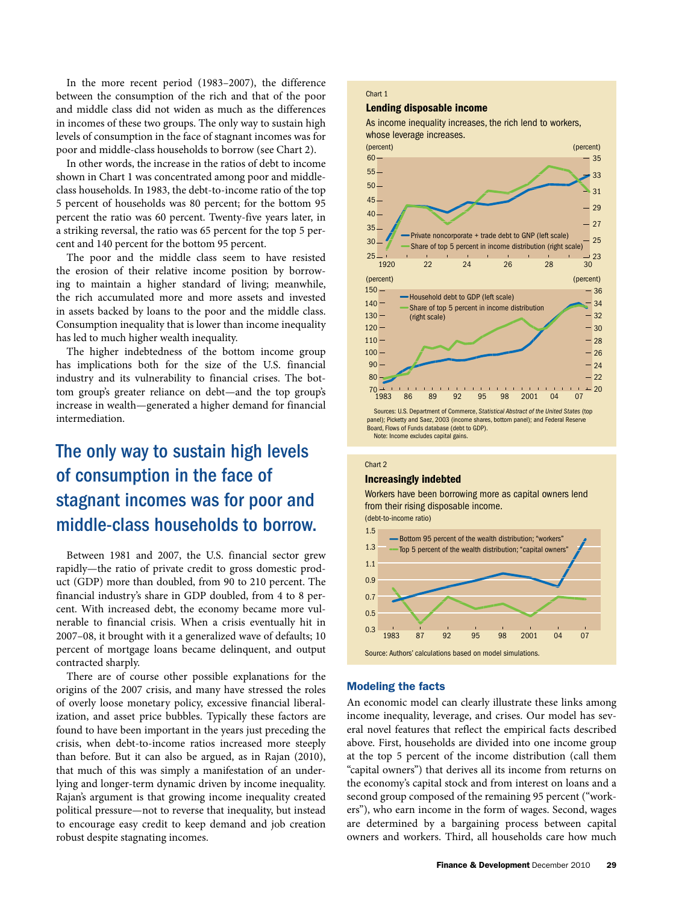In the more recent period (1983–2007), the difference between the consumption of the rich and that of the poor and middle class did not widen as much as the differences in incomes of these two groups. The only way to sustain high levels of consumption in the face of stagnant incomes was for poor and middle-class households to borrow (see Chart 2).

In other words, the increase in the ratios of debt to income shown in Chart 1 was concentrated among poor and middle-class households. In 1983, the debt-to-income ratio of the top 5 percent of households was 80 percent; for the bottom 95 percent the ratio was 60 percent. Twenty-five years later, in a striking reversal, the ratio was 65 percent for the top 5 percent and 140 percent for the bottom 95 percent.

The poor and the middle class seem to have resisted the erosion of their relative income position by borrowing to maintain a higher standard of living; meanwhile, the rich accumulated more and more assets and invested in assets backed by loans to the poor and the middle class. Consumption inequality that is lower than income inequality has led to much higher wealth inequality.

The higher indebtedness of the bottom income group has implications both for the size of the U.S. financial industry and its vulnerability to financial crises. The bottom group's greater reliance on debt—and the top group's increase in wealth—generated a higher demand for financial intermediation.

> **The only way to sustain high levels of consumption in the face of stagnant incomes was for poor and middle-class households to borrow.**

Between 1981 and 2007, the U.S. financial sector grew rapidly—the ratio of private credit to gross domestic product (GDP) more than doubled, from 90 to 210 percent. The financial industry's share in GDP doubled, from 4 to 8 percent. With increased debt, the economy became more vulnerable to financial crisis. When a crisis eventually hit in 2007–08, it brought with it a generalized wave of defaults; 10 percent of mortgage loans became delinquent, and output contracted sharply.

There are of course other possible explanations for the origins of the 2007 crisis, and many have stressed the roles of overly loose monetary policy, excessive financial liberalization, and asset price bubbles. Typically these factors are found to have been important in the years just preceding the crisis, when debt-to-income ratios increased more steeply than before. But it can also be argued, as in Rajan (2010), that much of this was simply a manifestation of an underlying and longer-term dynamic driven by income inequality. Rajan's argument is that growing income inequality created political pressure—not to reverse that inequality, but instead to encourage easy credit to keep demand and job creation robust despite stagnating incomes.

Chart 1

**Lending disposable income**

As income inequality increases, the rich lend to workers, whose leverage increases.

Top panel (1920–30): Private noncorporate + trade debt to GNP (left scale, percent); Share of top 5 percent in income distribution (right scale, percent)

Bottom panel (1983–2007): Household debt to GDP (left scale, percent); Share of top 5 percent in income distribution (right scale, percent)

Sources: U.S. Department of Commerce, *Statistical Abstract of the United States* (top panel); Picketty and Saez, 2003 (income shares, bottom panel); and Federal Reserve Board, Flows of Funds database (debt to GDP).
Note: Income excludes capital gains.

Chart 2

**Increasingly indebted**

Workers have been borrowing more as capital owners lend from their rising disposable income.

(debt-to-income ratio)

Bottom 95 percent of the wealth distribution; "workers"
Top 5 percent of the wealth distribution; "capital owners"

Source: Authors' calculations based on model simulations.

## Modeling the facts

An economic model can clearly illustrate these links among income inequality, leverage, and crises. Our model has several novel features that reflect the empirical facts described above. First, households are divided into one income group at the top 5 percent of the income distribution (call them "capital owners") that derives all its income from returns on the economy's capital stock and from interest on loans and a second group composed of the remaining 95 percent ("workers"), who earn income in the form of wages. Second, wages are determined by a bargaining process between capital owners and workers. Third, all households care how much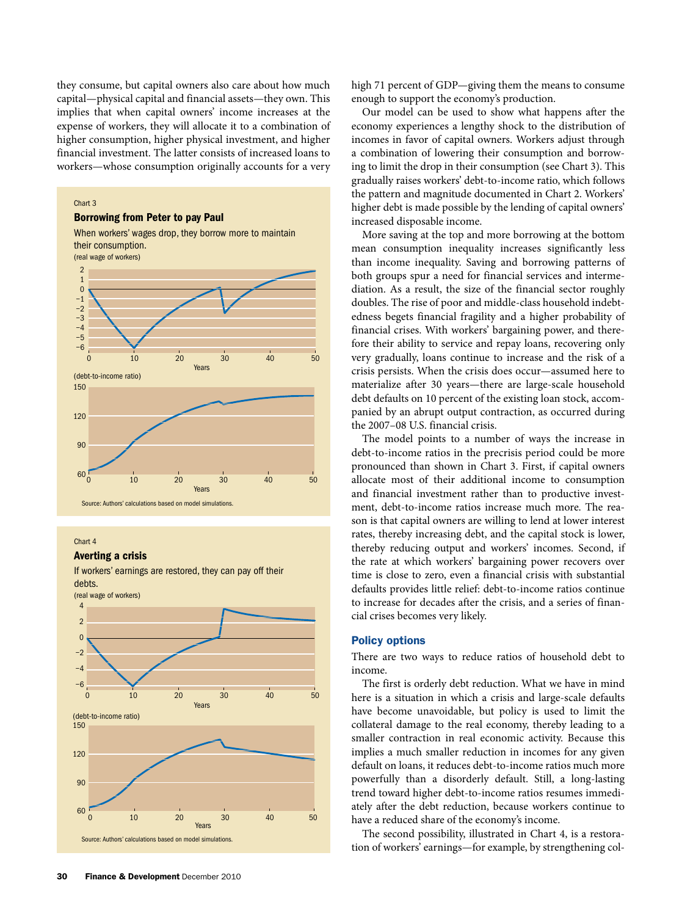they consume, but capital owners also care about how much capital—physical capital and financial assets—they own. This implies that when capital owners' income increases at the expense of workers, they will allocate it to a combination of higher consumption, higher physical investment, and higher financial investment. The latter consists of increased loans to workers—whose consumption originally accounts for a very high 71 percent of GDP—giving them the means to consume enough to support the economy's production.

Chart 3

**Borrowing from Peter to pay Paul**

When workers' wages drop, they borrow more to maintain their consumption.

(real wage of workers)

(debt-to-income ratio)

Source: Authors' calculations based on model simulations.

Chart 4

**Averting a crisis**

If workers' earnings are restored, they can pay off their debts.

(real wage of workers)

(debt-to-income ratio)

Source: Authors' calculations based on model simulations.

Our model can be used to show what happens after the economy experiences a lengthy shock to the distribution of incomes in favor of capital owners. Workers adjust through a combination of lowering their consumption and borrowing to limit the drop in their consumption (see Chart 3). This gradually raises workers' debt-to-income ratio, which follows the pattern and magnitude documented in Chart 2. Workers' higher debt is made possible by the lending of capital owners' increased disposable income.

More saving at the top and more borrowing at the bottom mean consumption inequality increases significantly less than income inequality. Saving and borrowing patterns of both groups spur a need for financial services and intermediation. As a result, the size of the financial sector roughly doubles. The rise of poor and middle-class household indebtedness begets financial fragility and a higher probability of financial crises. With workers' bargaining power, and therefore their ability to service and repay loans, recovering only very gradually, loans continue to increase and the risk of a crisis persists. When the crisis does occur—assumed here to materialize after 30 years—there are large-scale household debt defaults on 10 percent of the existing loan stock, accompanied by an abrupt output contraction, as occurred during the 2007–08 U.S. financial crisis.

The model points to a number of ways the increase in debt-to-income ratios in the precrisis period could be more pronounced than shown in Chart 3. First, if capital owners allocate most of their additional income to consumption and financial investment rather than to productive investment, debt-to-income ratios increase much more. The reason is that capital owners are willing to lend at lower interest rates, thereby increasing debt, and the capital stock is lower, thereby reducing output and workers' incomes. Second, if the rate at which workers' bargaining power recovers over time is close to zero, even a financial crisis with substantial defaults provides little relief: debt-to-income ratios continue to increase for decades after the crisis, and a series of financial crises becomes very likely.

## Policy options

There are two ways to reduce ratios of household debt to income.

The first is orderly debt reduction. What we have in mind here is a situation in which a crisis and large-scale defaults have become unavoidable, but policy is used to limit the collateral damage to the real economy, thereby leading to a smaller contraction in real economic activity. Because this implies a much smaller reduction in incomes for any given default on loans, it reduces debt-to-income ratios much more powerfully than a disorderly default. Still, a long-lasting trend toward higher debt-to-income ratios resumes immediately after the debt reduction, because workers continue to have a reduced share of the economy's income.

The second possibility, illustrated in Chart 4, is a restoration of workers' earnings—for example, by strengthening col-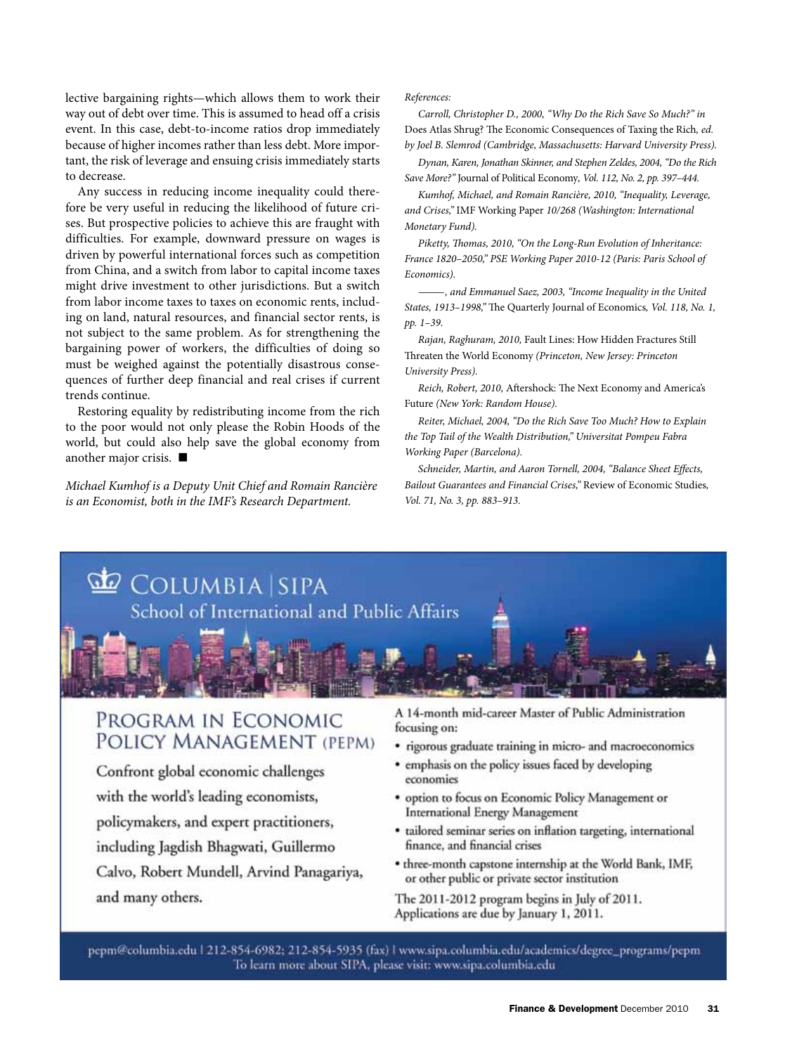lective bargaining rights—which allows them to work their way out of debt over time. This is assumed to head off a crisis event. In this case, debt-to-income ratios drop immediately because of higher incomes rather than less debt. More important, the risk of leverage and ensuing crisis immediately starts to decrease.

Any success in reducing income inequality could therefore be very useful in reducing the likelihood of future crises. But prospective policies to achieve this are fraught with difficulties. For example, downward pressure on wages is driven by powerful international forces such as competition from China, and a switch from labor to capital income taxes might drive investment to other jurisdictions. But a switch from labor income taxes to taxes on economic rents, including on land, natural resources, and financial sector rents, is not subject to the same problem. As for strengthening the bargaining power of workers, the difficulties of doing so must be weighed against the potentially disastrous consequences of further deep financial and real crises if current trends continue.

Restoring equality by redistributing income from the rich to the poor would not only please the Robin Hoods of the world, but could also help save the global economy from another major crisis. ■

*Michael Kumhof is a Deputy Unit Chief and Romain Rancière is an Economist, both in the IMF's Research Department.*

*References:*

*Carroll, Christopher D., 2000, "Why Do the Rich Save So Much?" in* Does Atlas Shrug? The Economic Consequences of Taxing the Rich, *ed. by Joel B. Slemrod (Cambridge, Massachusetts: Harvard University Press).*

*Dynan, Karen, Jonathan Skinner, and Stephen Zeldes, 2004, "Do the Rich Save More?"* Journal of Political Economy, *Vol. 112, No. 2, pp. 397–444.*

*Kumhof, Michael, and Romain Rancière, 2010, "Inequality, Leverage, and Crises,"* IMF Working Paper *10/268 (Washington: International Monetary Fund).*

*Piketty, Thomas, 2010, "On the Long-Run Evolution of Inheritance: France 1820–2050," PSE Working Paper 2010-12 (Paris: Paris School of Economics).*

*———, and Emmanuel Saez, 2003, "Income Inequality in the United States, 1913–1998,"* The Quarterly Journal of Economics, *Vol. 118, No. 1, pp. 1–39.*

*Rajan, Raghuram, 2010,* Fault Lines: How Hidden Fractures Still Threaten the World Economy *(Princeton, New Jersey: Princeton University Press).*

*Reich, Robert, 2010,* Aftershock: The Next Economy and America's Future *(New York: Random House).*

*Reiter, Michael, 2004, "Do the Rich Save Too Much? How to Explain the Top Tail of the Wealth Distribution," Universitat Pompeu Fabra Working Paper (Barcelona).*

*Schneider, Martin, and Aaron Tornell, 2004, "Balance Sheet Effects, Bailout Guarantees and Financial Crises,"* Review of Economic Studies, *Vol. 71, No. 3, pp. 883–913.*

## COLUMBIA | SIPA
School of International and Public Affairs

### PROGRAM IN ECONOMIC POLICY MANAGEMENT (PEPM)

Confront global economic challenges with the world's leading economists, policymakers, and expert practitioners, including Jagdish Bhagwati, Guillermo Calvo, Robert Mundell, Arvind Panagariya, and many others.

A 14-month mid-career Master of Public Administration focusing on:

- rigorous graduate training in micro- and macroeconomics
- emphasis on the policy issues faced by developing economies
- option to focus on Economic Policy Management or International Energy Management
- tailored seminar series on inflation targeting, international finance, and financial crises
- three-month capstone internship at the World Bank, IMF, or other public or private sector institution

The 2011-2012 program begins in July of 2011. Applications are due by January 1, 2011.

pepm@columbia.edu | 212-854-6982; 212-854-5935 (fax) | www.sipa.columbia.edu/academics/degree_programs/pepm
To learn more about SIPA, please visit: www.sipa.columbia.edu